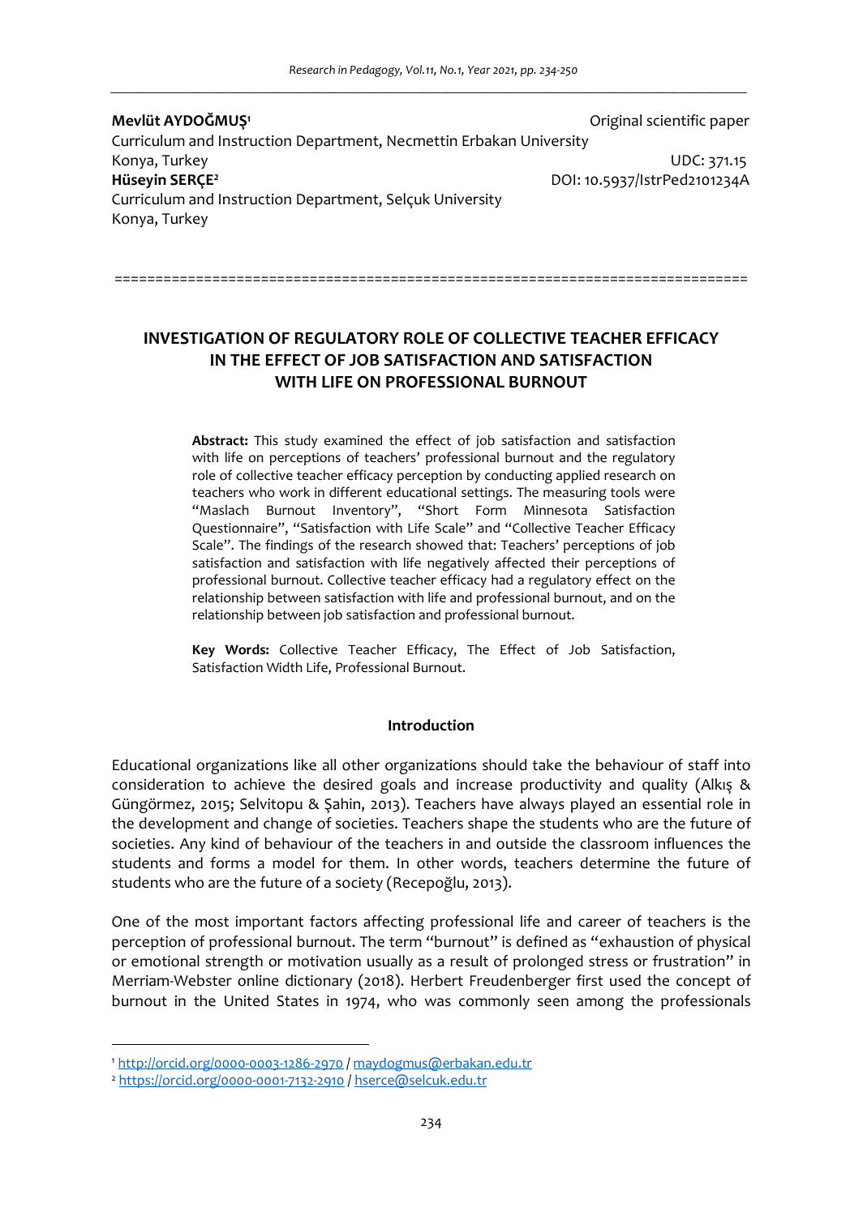**Mevlüt AYDOĞMUŞ**[1]
Curriculum and Instruction Department, Necmettin Erbakan University
Konya, Turkey

**Hüseyin SERÇE**[2]
Curriculum and Instruction Department, Selçuk University
Konya, Turkey

Original scientific paper
UDC: 371.15
DOI: 10.5937/IstrPed2101234A

# INVESTIGATION OF REGULATORY ROLE OF COLLECTIVE TEACHER EFFICACY IN THE EFFECT OF JOB SATISFACTION AND SATISFACTION WITH LIFE ON PROFESSIONAL BURNOUT

**Abstract:** This study examined the effect of job satisfaction and satisfaction with life on perceptions of teachers' professional burnout and the regulatory role of collective teacher efficacy perception by conducting applied research on teachers who work in different educational settings. The measuring tools were "Maslach Burnout Inventory", "Short Form Minnesota Satisfaction Questionnaire", "Satisfaction with Life Scale" and "Collective Teacher Efficacy Scale". The findings of the research showed that: Teachers' perceptions of job satisfaction and satisfaction with life negatively affected their perceptions of professional burnout. Collective teacher efficacy had a regulatory effect on the relationship between satisfaction with life and professional burnout, and on the relationship between job satisfaction and professional burnout.

**Key Words:** Collective Teacher Efficacy, The Effect of Job Satisfaction, Satisfaction Width Life, Professional Burnout.

## Introduction

Educational organizations like all other organizations should take the behaviour of staff into consideration to achieve the desired goals and increase productivity and quality (Alkış & Güngörmez, 2015; Selvitopu & Şahin, 2013). Teachers have always played an essential role in the development and change of societies. Teachers shape the students who are the future of societies. Any kind of behaviour of the teachers in and outside the classroom influences the students and forms a model for them. In other words, teachers determine the future of students who are the future of a society (Recepoğlu, 2013).

One of the most important factors affecting professional life and career of teachers is the perception of professional burnout. The term "burnout" is defined as "exhaustion of physical or emotional strength or motivation usually as a result of prolonged stress or frustration" in Merriam-Webster online dictionary (2018). Herbert Freudenberger first used the concept of burnout in the United States in 1974, who was commonly seen among the professionals

---

[1] http://orcid.org/0000-0003-1286-2970 / maydogmus@erbakan.edu.tr

[2] https://orcid.org/0000-0001-7132-2910 / hserce@selcuk.edu.tr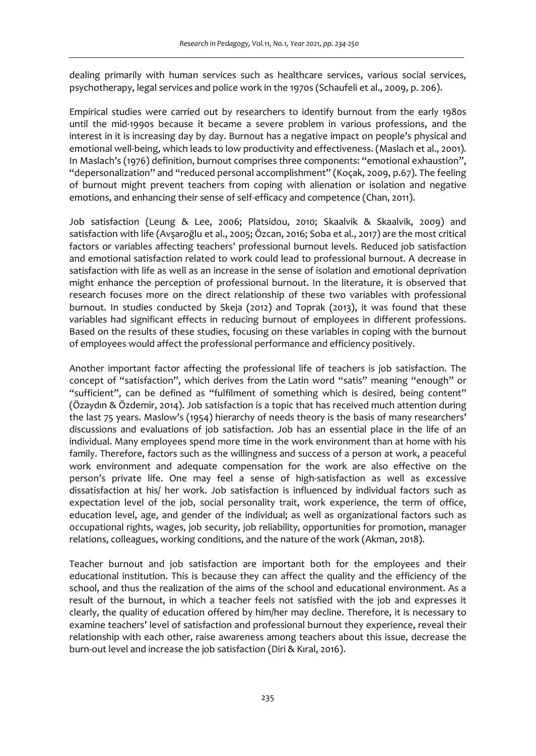dealing primarily with human services such as healthcare services, various social services, psychotherapy, legal services and police work in the 1970s (Schaufeli et al., 2009, p. 206).

Empirical studies were carried out by researchers to identify burnout from the early 1980s until the mid-1990s because it became a severe problem in various professions, and the interest in it is increasing day by day. Burnout has a negative impact on people's physical and emotional well-being, which leads to low productivity and effectiveness. (Maslach et al., 2001). In Maslach's (1976) definition, burnout comprises three components: "emotional exhaustion", "depersonalization" and "reduced personal accomplishment" (Koçak, 2009, p.67). The feeling of burnout might prevent teachers from coping with alienation or isolation and negative emotions, and enhancing their sense of self-efficacy and competence (Chan, 2011).

Job satisfaction (Leung & Lee, 2006; Platsidou, 2010; Skaalvik & Skaalvik, 2009) and satisfaction with life (Avşaroğlu et al., 2005; Özcan, 2016; Soba et al., 2017) are the most critical factors or variables affecting teachers' professional burnout levels. Reduced job satisfaction and emotional satisfaction related to work could lead to professional burnout. A decrease in satisfaction with life as well as an increase in the sense of isolation and emotional deprivation might enhance the perception of professional burnout. In the literature, it is observed that research focuses more on the direct relationship of these two variables with professional burnout. In studies conducted by Skeja (2012) and Toprak (2013), it was found that these variables had significant effects in reducing burnout of employees in different professions. Based on the results of these studies, focusing on these variables in coping with the burnout of employees would affect the professional performance and efficiency positively.

Another important factor affecting the professional life of teachers is job satisfaction. The concept of "satisfaction", which derives from the Latin word "satis" meaning "enough" or "sufficient", can be defined as "fulfilment of something which is desired, being content" (Özaydın & Özdemir, 2014). Job satisfaction is a topic that has received much attention during the last 75 years. Maslow's (1954) hierarchy of needs theory is the basis of many researchers' discussions and evaluations of job satisfaction. Job has an essential place in the life of an individual. Many employees spend more time in the work environment than at home with his family. Therefore, factors such as the willingness and success of a person at work, a peaceful work environment and adequate compensation for the work are also effective on the person's private life. One may feel a sense of high-satisfaction as well as excessive dissatisfaction at his/ her work. Job satisfaction is influenced by individual factors such as expectation level of the job, social personality trait, work experience, the term of office, education level, age, and gender of the individual; as well as organizational factors such as occupational rights, wages, job security, job reliability, opportunities for promotion, manager relations, colleagues, working conditions, and the nature of the work (Akman, 2018).

Teacher burnout and job satisfaction are important both for the employees and their educational institution. This is because they can affect the quality and the efficiency of the school, and thus the realization of the aims of the school and educational environment. As a result of the burnout, in which a teacher feels not satisfied with the job and expresses it clearly, the quality of education offered by him/her may decline. Therefore, it is necessary to examine teachers' level of satisfaction and professional burnout they experience, reveal their relationship with each other, raise awareness among teachers about this issue, decrease the burn-out level and increase the job satisfaction (Diri & Kıral, 2016).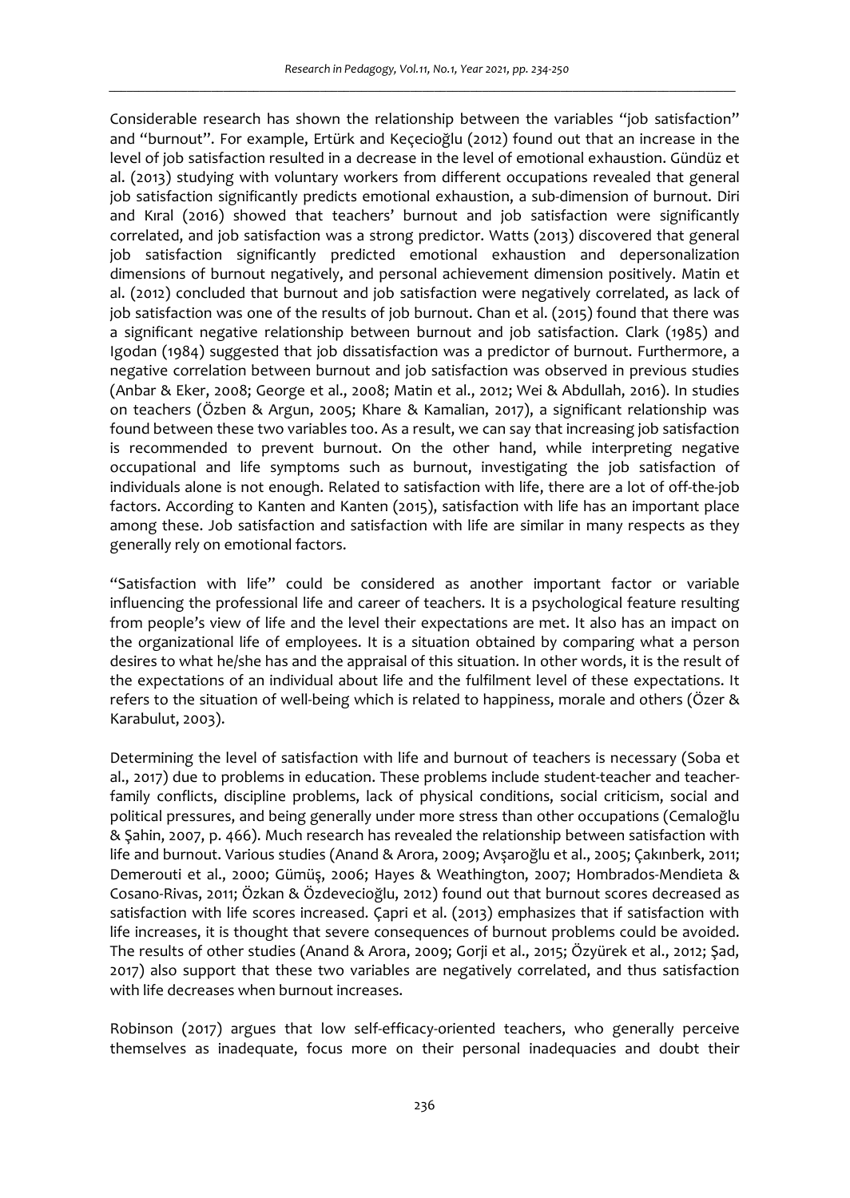Considerable research has shown the relationship between the variables "job satisfaction" and "burnout". For example, Ertürk and Keçecioğlu (2012) found out that an increase in the level of job satisfaction resulted in a decrease in the level of emotional exhaustion. Gündüz et al. (2013) studying with voluntary workers from different occupations revealed that general job satisfaction significantly predicts emotional exhaustion, a sub-dimension of burnout. Diri and Kıral (2016) showed that teachers' burnout and job satisfaction were significantly correlated, and job satisfaction was a strong predictor. Watts (2013) discovered that general job satisfaction significantly predicted emotional exhaustion and depersonalization dimensions of burnout negatively, and personal achievement dimension positively. Matin et al. (2012) concluded that burnout and job satisfaction were negatively correlated, as lack of job satisfaction was one of the results of job burnout. Chan et al. (2015) found that there was a significant negative relationship between burnout and job satisfaction. Clark (1985) and Igodan (1984) suggested that job dissatisfaction was a predictor of burnout. Furthermore, a negative correlation between burnout and job satisfaction was observed in previous studies (Anbar & Eker, 2008; George et al., 2008; Matin et al., 2012; Wei & Abdullah, 2016). In studies on teachers (Özben & Argun, 2005; Khare & Kamalian, 2017), a significant relationship was found between these two variables too. As a result, we can say that increasing job satisfaction is recommended to prevent burnout. On the other hand, while interpreting negative occupational and life symptoms such as burnout, investigating the job satisfaction of individuals alone is not enough. Related to satisfaction with life, there are a lot of off-the-job factors. According to Kanten and Kanten (2015), satisfaction with life has an important place among these. Job satisfaction and satisfaction with life are similar in many respects as they generally rely on emotional factors.

"Satisfaction with life" could be considered as another important factor or variable influencing the professional life and career of teachers. It is a psychological feature resulting from people's view of life and the level their expectations are met. It also has an impact on the organizational life of employees. It is a situation obtained by comparing what a person desires to what he/she has and the appraisal of this situation. In other words, it is the result of the expectations of an individual about life and the fulfilment level of these expectations. It refers to the situation of well-being which is related to happiness, morale and others (Özer & Karabulut, 2003).

Determining the level of satisfaction with life and burnout of teachers is necessary (Soba et al., 2017) due to problems in education. These problems include student-teacher and teacher-family conflicts, discipline problems, lack of physical conditions, social criticism, social and political pressures, and being generally under more stress than other occupations (Cemaloğlu & Şahin, 2007, p. 466). Much research has revealed the relationship between satisfaction with life and burnout. Various studies (Anand & Arora, 2009; Avşaroğlu et al., 2005; Çakınberk, 2011; Demerouti et al., 2000; Gümüş, 2006; Hayes & Weathington, 2007; Hombrados-Mendieta & Cosano-Rivas, 2011; Özkan & Özdevecioğlu, 2012) found out that burnout scores decreased as satisfaction with life scores increased. Çapri et al. (2013) emphasizes that if satisfaction with life increases, it is thought that severe consequences of burnout problems could be avoided. The results of other studies (Anand & Arora, 2009; Gorji et al., 2015; Özyürek et al., 2012; Şad, 2017) also support that these two variables are negatively correlated, and thus satisfaction with life decreases when burnout increases.

Robinson (2017) argues that low self-efficacy-oriented teachers, who generally perceive themselves as inadequate, focus more on their personal inadequacies and doubt their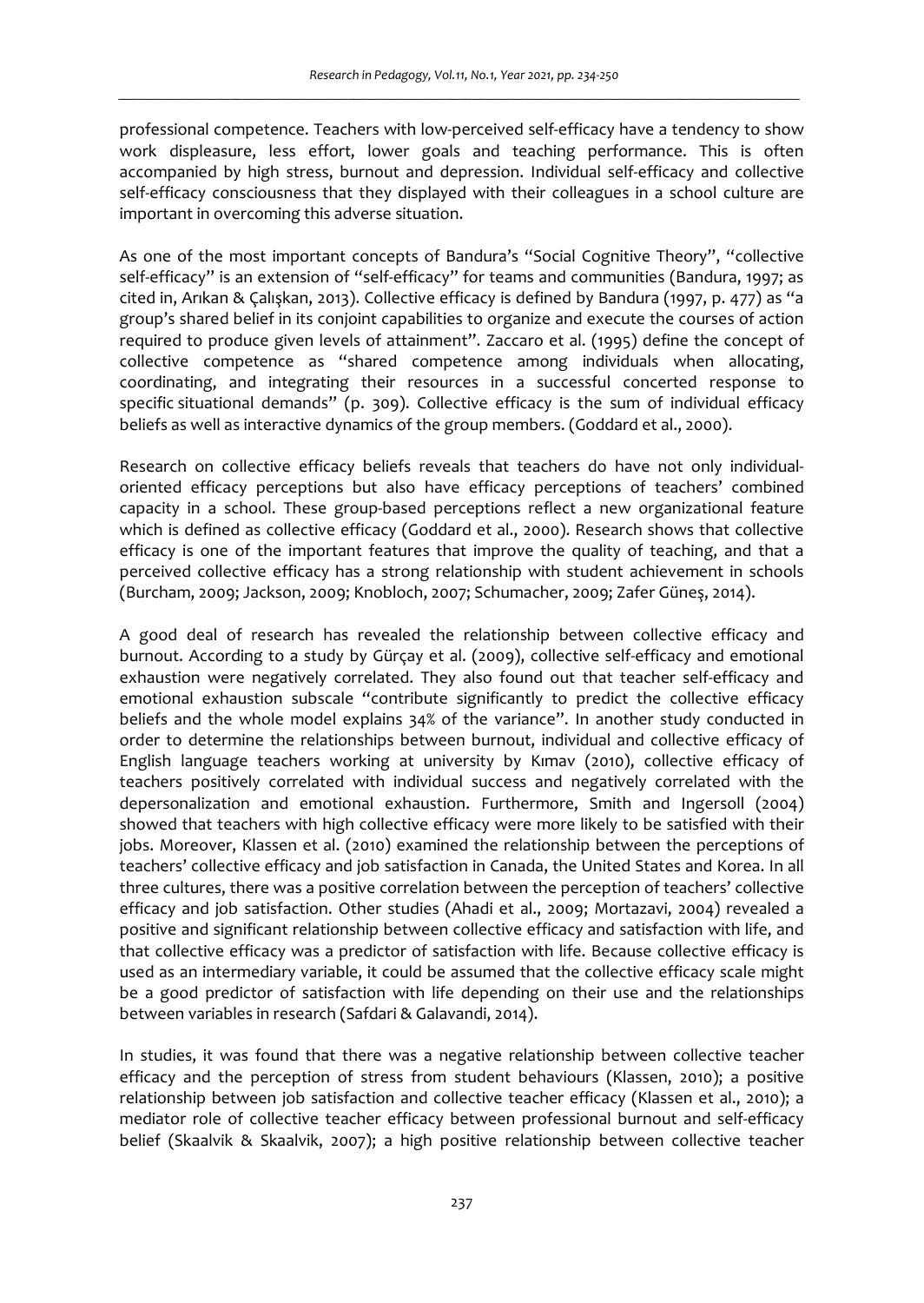professional competence. Teachers with low-perceived self-efficacy have a tendency to show work displeasure, less effort, lower goals and teaching performance. This is often accompanied by high stress, burnout and depression. Individual self-efficacy and collective self-efficacy consciousness that they displayed with their colleagues in a school culture are important in overcoming this adverse situation.

As one of the most important concepts of Bandura's "Social Cognitive Theory", "collective self-efficacy" is an extension of "self-efficacy" for teams and communities (Bandura, 1997; as cited in, Arıkan & Çalışkan, 2013). Collective efficacy is defined by Bandura (1997, p. 477) as "a group's shared belief in its conjoint capabilities to organize and execute the courses of action required to produce given levels of attainment". Zaccaro et al. (1995) define the concept of collective competence as "shared competence among individuals when allocating, coordinating, and integrating their resources in a successful concerted response to specific situational demands" (p. 309). Collective efficacy is the sum of individual efficacy beliefs as well as interactive dynamics of the group members. (Goddard et al., 2000).

Research on collective efficacy beliefs reveals that teachers do have not only individual-oriented efficacy perceptions but also have efficacy perceptions of teachers' combined capacity in a school. These group-based perceptions reflect a new organizational feature which is defined as collective efficacy (Goddard et al., 2000). Research shows that collective efficacy is one of the important features that improve the quality of teaching, and that a perceived collective efficacy has a strong relationship with student achievement in schools (Burcham, 2009; Jackson, 2009; Knobloch, 2007; Schumacher, 2009; Zafer Güneş, 2014).

A good deal of research has revealed the relationship between collective efficacy and burnout. According to a study by Gürçay et al. (2009), collective self-efficacy and emotional exhaustion were negatively correlated. They also found out that teacher self-efficacy and emotional exhaustion subscale "contribute significantly to predict the collective efficacy beliefs and the whole model explains 34% of the variance". In another study conducted in order to determine the relationships between burnout, individual and collective efficacy of English language teachers working at university by Kımav (2010), collective efficacy of teachers positively correlated with individual success and negatively correlated with the depersonalization and emotional exhaustion. Furthermore, Smith and Ingersoll (2004) showed that teachers with high collective efficacy were more likely to be satisfied with their jobs. Moreover, Klassen et al. (2010) examined the relationship between the perceptions of teachers' collective efficacy and job satisfaction in Canada, the United States and Korea. In all three cultures, there was a positive correlation between the perception of teachers' collective efficacy and job satisfaction. Other studies (Ahadi et al., 2009; Mortazavi, 2004) revealed a positive and significant relationship between collective efficacy and satisfaction with life, and that collective efficacy was a predictor of satisfaction with life. Because collective efficacy is used as an intermediary variable, it could be assumed that the collective efficacy scale might be a good predictor of satisfaction with life depending on their use and the relationships between variables in research (Safdari & Galavandi, 2014).

In studies, it was found that there was a negative relationship between collective teacher efficacy and the perception of stress from student behaviours (Klassen, 2010); a positive relationship between job satisfaction and collective teacher efficacy (Klassen et al., 2010); a mediator role of collective teacher efficacy between professional burnout and self-efficacy belief (Skaalvik & Skaalvik, 2007); a high positive relationship between collective teacher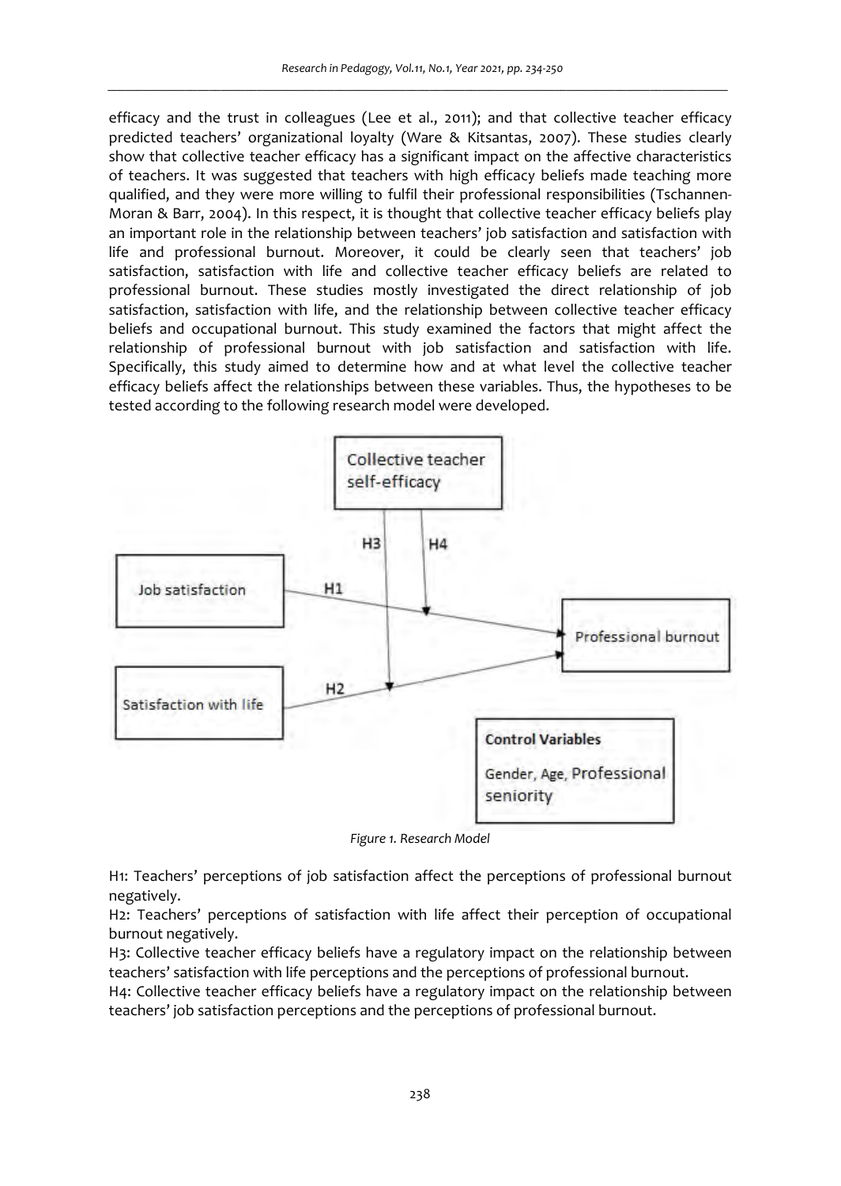efficacy and the trust in colleagues (Lee et al., 2011); and that collective teacher efficacy predicted teachers' organizational loyalty (Ware & Kitsantas, 2007). These studies clearly show that collective teacher efficacy has a significant impact on the affective characteristics of teachers. It was suggested that teachers with high efficacy beliefs made teaching more qualified, and they were more willing to fulfil their professional responsibilities (Tschannen-Moran & Barr, 2004). In this respect, it is thought that collective teacher efficacy beliefs play an important role in the relationship between teachers' job satisfaction and satisfaction with life and professional burnout. Moreover, it could be clearly seen that teachers' job satisfaction, satisfaction with life and collective teacher efficacy beliefs are related to professional burnout. These studies mostly investigated the direct relationship of job satisfaction, satisfaction with life, and the relationship between collective teacher efficacy beliefs and occupational burnout. This study examined the factors that might affect the relationship of professional burnout with job satisfaction and satisfaction with life. Specifically, this study aimed to determine how and at what level the collective teacher efficacy beliefs affect the relationships between these variables. Thus, the hypotheses to be tested according to the following research model were developed.

*Figure 1. Research Model*

H1: Teachers' perceptions of job satisfaction affect the perceptions of professional burnout negatively.

H2: Teachers' perceptions of satisfaction with life affect their perception of occupational burnout negatively.

H3: Collective teacher efficacy beliefs have a regulatory impact on the relationship between teachers' satisfaction with life perceptions and the perceptions of professional burnout.

H4: Collective teacher efficacy beliefs have a regulatory impact on the relationship between teachers' job satisfaction perceptions and the perceptions of professional burnout.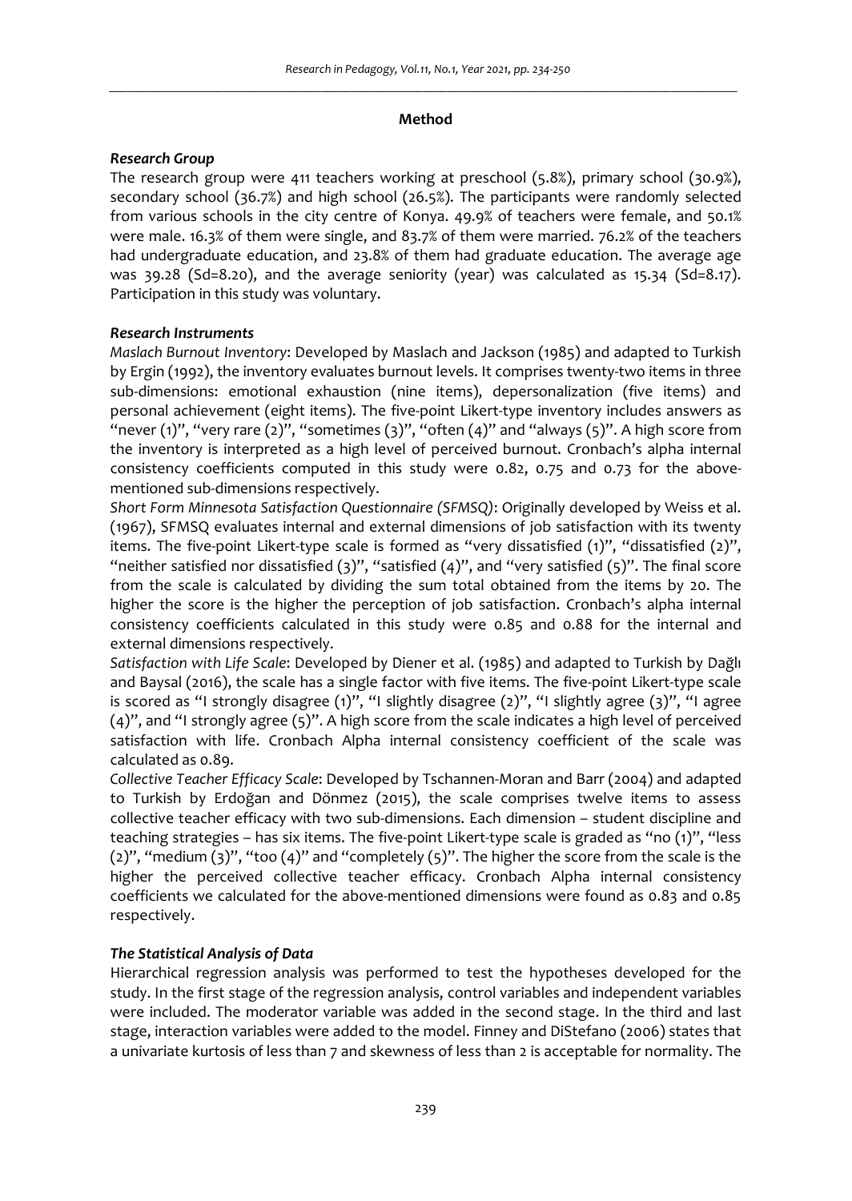## Method

### *Research Group*

The research group were 411 teachers working at preschool (5.8%), primary school (30.9%), secondary school (36.7%) and high school (26.5%). The participants were randomly selected from various schools in the city centre of Konya. 49.9% of teachers were female, and 50.1% were male. 16.3% of them were single, and 83.7% of them were married. 76.2% of the teachers had undergraduate education, and 23.8% of them had graduate education. The average age was 39.28 (Sd=8.20), and the average seniority (year) was calculated as 15.34 (Sd=8.17). Participation in this study was voluntary.

### *Research Instruments*

*Maslach Burnout Inventory*: Developed by Maslach and Jackson (1985) and adapted to Turkish by Ergin (1992), the inventory evaluates burnout levels. It comprises twenty-two items in three sub-dimensions: emotional exhaustion (nine items), depersonalization (five items) and personal achievement (eight items). The five-point Likert-type inventory includes answers as "never (1)", "very rare (2)", "sometimes (3)", "often (4)" and "always (5)". A high score from the inventory is interpreted as a high level of perceived burnout. Cronbach's alpha internal consistency coefficients computed in this study were 0.82, 0.75 and 0.73 for the above-mentioned sub-dimensions respectively.

*Short Form Minnesota Satisfaction Questionnaire (SFMSQ)*: Originally developed by Weiss et al. (1967), SFMSQ evaluates internal and external dimensions of job satisfaction with its twenty items. The five-point Likert-type scale is formed as "very dissatisfied (1)", "dissatisfied (2)", "neither satisfied nor dissatisfied (3)", "satisfied (4)", and "very satisfied (5)". The final score from the scale is calculated by dividing the sum total obtained from the items by 20. The higher the score is the higher the perception of job satisfaction. Cronbach's alpha internal consistency coefficients calculated in this study were 0.85 and 0.88 for the internal and external dimensions respectively.

*Satisfaction with Life Scale*: Developed by Diener et al. (1985) and adapted to Turkish by Dağlı and Baysal (2016), the scale has a single factor with five items. The five-point Likert-type scale is scored as "I strongly disagree (1)", "I slightly disagree (2)", "I slightly agree (3)", "I agree (4)", and "I strongly agree (5)". A high score from the scale indicates a high level of perceived satisfaction with life. Cronbach Alpha internal consistency coefficient of the scale was calculated as 0.89.

*Collective Teacher Efficacy Scale*: Developed by Tschannen-Moran and Barr (2004) and adapted to Turkish by Erdoğan and Dönmez (2015), the scale comprises twelve items to assess collective teacher efficacy with two sub-dimensions. Each dimension – student discipline and teaching strategies – has six items. The five-point Likert-type scale is graded as "no (1)", "less (2)", "medium (3)", "too (4)" and "completely (5)". The higher the score from the scale is the higher the perceived collective teacher efficacy. Cronbach Alpha internal consistency coefficients we calculated for the above-mentioned dimensions were found as 0.83 and 0.85 respectively.

### *The Statistical Analysis of Data*

Hierarchical regression analysis was performed to test the hypotheses developed for the study. In the first stage of the regression analysis, control variables and independent variables were included. The moderator variable was added in the second stage. In the third and last stage, interaction variables were added to the model. Finney and DiStefano (2006) states that a univariate kurtosis of less than 7 and skewness of less than 2 is acceptable for normality. The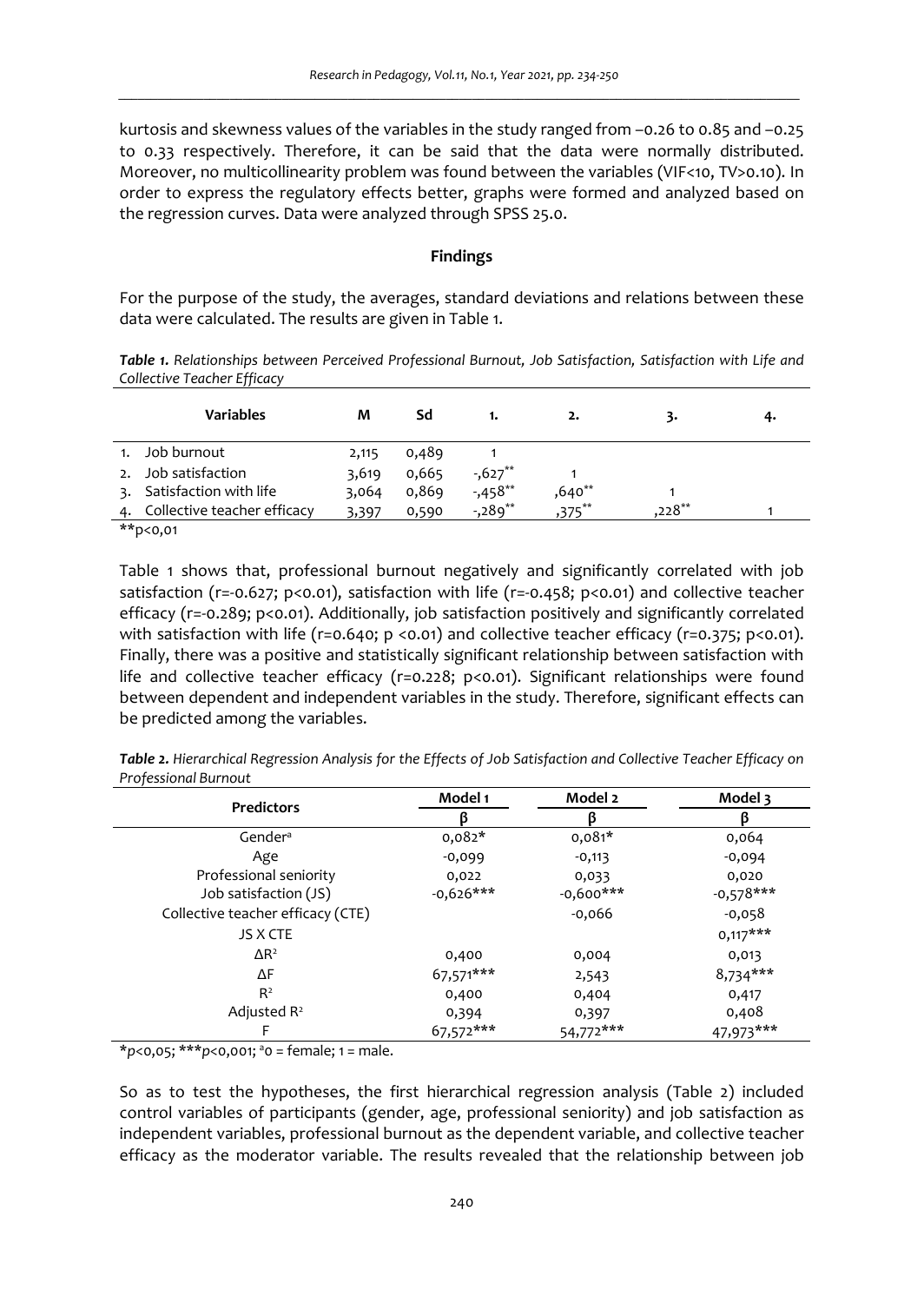kurtosis and skewness values of the variables in the study ranged from –0.26 to 0.85 and –0.25 to 0.33 respectively. Therefore, it can be said that the data were normally distributed. Moreover, no multicollinearity problem was found between the variables (VIF<10, TV>0.10). In order to express the regulatory effects better, graphs were formed and analyzed based on the regression curves. Data were analyzed through SPSS 25.0.

## Findings

For the purpose of the study, the averages, standard deviations and relations between these data were calculated. The results are given in Table 1.

***Table 1.*** *Relationships between Perceived Professional Burnout, Job Satisfaction, Satisfaction with Life and Collective Teacher Efficacy*

| Variables | M | Sd | 1. | 2. | 3. | 4. |
|---|---|---|---|---|---|---|
| 1. Job burnout | 2,115 | 0,489 | 1 | | | |
| 2. Job satisfaction | 3,619 | 0,665 | -,627** | 1 | | |
| 3. Satisfaction with life | 3,064 | 0,869 | -,458** | ,640** | 1 | |
| 4. Collective teacher efficacy | 3,397 | 0,590 | -,289** | ,375** | ,228** | 1 |

**p<0,01

Table 1 shows that, professional burnout negatively and significantly correlated with job satisfaction (r=-0.627; p<0.01), satisfaction with life (r=-0.458; p<0.01) and collective teacher efficacy (r=-0.289; p<0.01). Additionally, job satisfaction positively and significantly correlated with satisfaction with life (r=0.640; p <0.01) and collective teacher efficacy (r=0.375; p<0.01). Finally, there was a positive and statistically significant relationship between satisfaction with life and collective teacher efficacy (r=0.228; p<0.01). Significant relationships were found between dependent and independent variables in the study. Therefore, significant effects can be predicted among the variables.

***Table 2.*** *Hierarchical Regression Analysis for the Effects of Job Satisfaction and Collective Teacher Efficacy on Professional Burnout*

| Predictors | Model 1 | Model 2 | Model 3 |
|---|---|---|---|
| | β | β | β |
| Gender[a] | 0,082* | 0,081* | 0,064 |
| Age | -0,099 | -0,113 | -0,094 |
| Professional seniority | 0,022 | 0,033 | 0,020 |
| Job satisfaction (JS) | -0,626*** | -0,600*** | -0,578*** |
| Collective teacher efficacy (CTE) | | -0,066 | -0,058 |
| JS X CTE | | | 0,117*** |
| $\Delta R^2$ | 0,400 | 0,004 | 0,013 |
| ΔF | 67,571*** | 2,543 | 8,734*** |
| $R^2$ | 0,400 | 0,404 | 0,417 |
| Adjusted $R^2$ | 0,394 | 0,397 | 0,408 |
| F | 67,572*** | 54,772*** | 47,973*** |

**p*<0,05; ****p*<0,001; [a]0 = female; 1 = male.

So as to test the hypotheses, the first hierarchical regression analysis (Table 2) included control variables of participants (gender, age, professional seniority) and job satisfaction as independent variables, professional burnout as the dependent variable, and collective teacher efficacy as the moderator variable. The results revealed that the relationship between job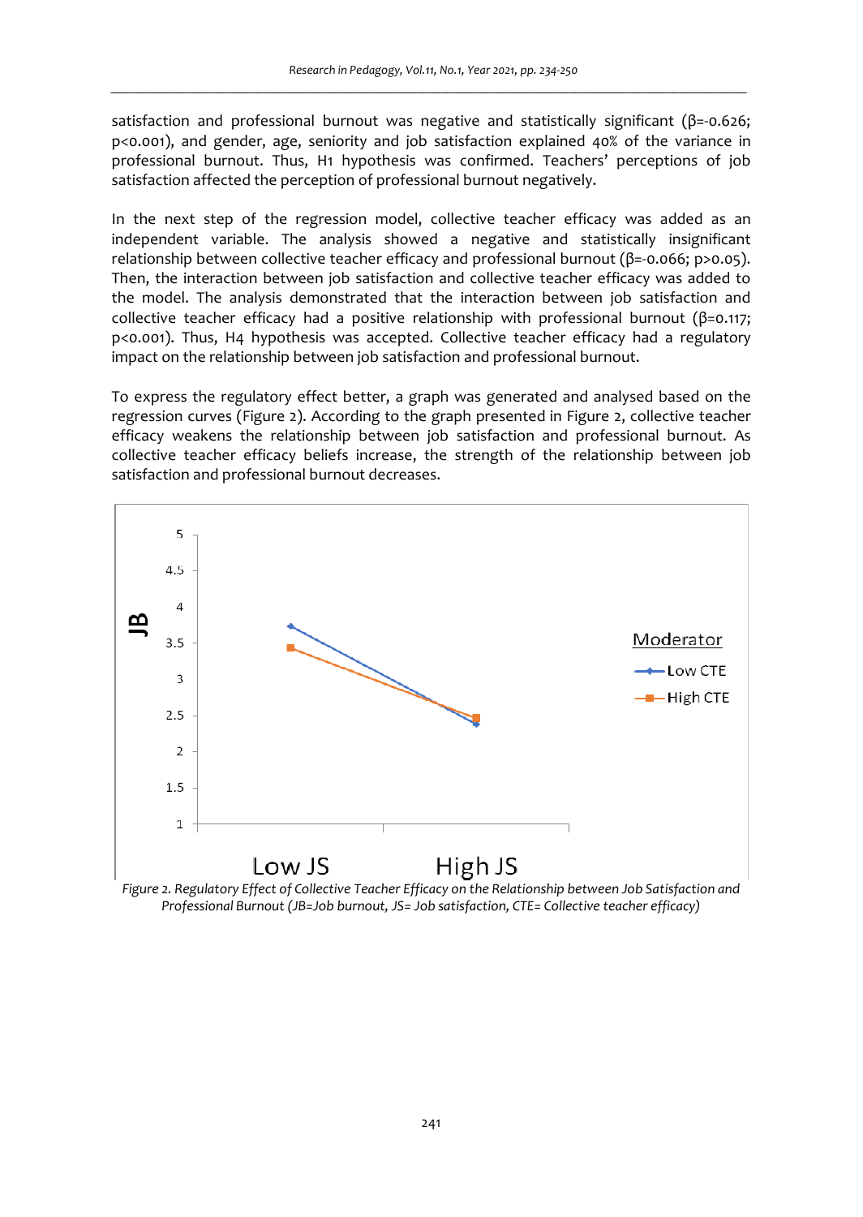satisfaction and professional burnout was negative and statistically significant ($\beta$=-0.626; $p<0.001$), and gender, age, seniority and job satisfaction explained 40% of the variance in professional burnout. Thus, H1 hypothesis was confirmed. Teachers' perceptions of job satisfaction affected the perception of professional burnout negatively.

In the next step of the regression model, collective teacher efficacy was added as an independent variable. The analysis showed a negative and statistically insignificant relationship between collective teacher efficacy and professional burnout ($\beta$=-0.066; $p>0.05$). Then, the interaction between job satisfaction and collective teacher efficacy was added to the model. The analysis demonstrated that the interaction between job satisfaction and collective teacher efficacy had a positive relationship with professional burnout ($\beta$=0.117; $p<0.001$). Thus, H4 hypothesis was accepted. Collective teacher efficacy had a regulatory impact on the relationship between job satisfaction and professional burnout.

To express the regulatory effect better, a graph was generated and analysed based on the regression curves (Figure 2). According to the graph presented in Figure 2, collective teacher efficacy weakens the relationship between job satisfaction and professional burnout. As collective teacher efficacy beliefs increase, the strength of the relationship between job satisfaction and professional burnout decreases.

*Figure 2. Regulatory Effect of Collective Teacher Efficacy on the Relationship between Job Satisfaction and Professional Burnout (JB=Job burnout, JS= Job satisfaction, CTE= Collective teacher efficacy)*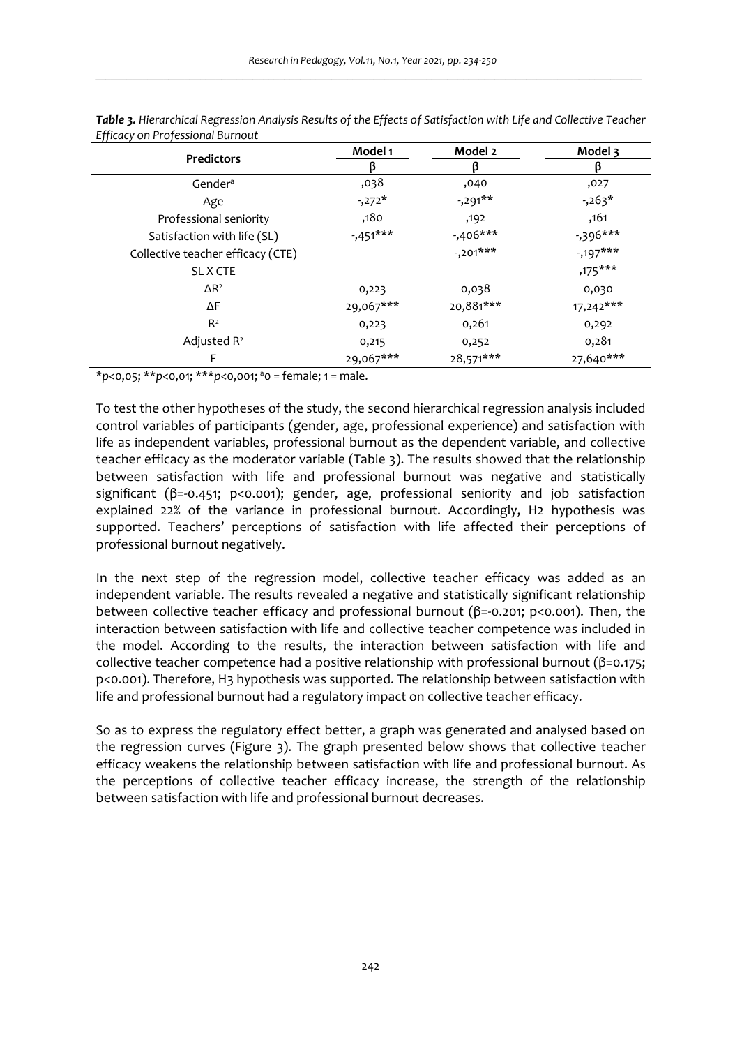*Table 3. Hierarchical Regression Analysis Results of the Effects of Satisfaction with Life and Collective Teacher Efficacy on Professional Burnout*

| Predictors | Model 1 | Model 2 | Model 3 |
|---|---|---|---|
| | β | β | β |
| Gender[a] | ,038 | ,040 | ,027 |
| Age | -,272* | -,291** | -,263* |
| Professional seniority | ,180 | ,192 | ,161 |
| Satisfaction with life (SL) | -,451*** | -,406*** | -,396*** |
| Collective teacher efficacy (CTE) | | -,201*** | -,197*** |
| SL X CTE | | | ,175*** |
| $\Delta R^2$ | 0,223 | 0,038 | 0,030 |
| ΔF | 29,067*** | 20,881*** | 17,242*** |
| $R^2$ | 0,223 | 0,261 | 0,292 |
| Adjusted $R^2$ | 0,215 | 0,252 | 0,281 |
| F | 29,067*** | 28,571*** | 27,640*** |

*$p$<0,05; **$p$<0,01; ***$p$<0,001; [a]0 = female; 1 = male.

To test the other hypotheses of the study, the second hierarchical regression analysis included control variables of participants (gender, age, professional experience) and satisfaction with life as independent variables, professional burnout as the dependent variable, and collective teacher efficacy as the moderator variable (Table 3). The results showed that the relationship between satisfaction with life and professional burnout was negative and statistically significant (β=-0.451; p<0.001); gender, age, professional seniority and job satisfaction explained 22% of the variance in professional burnout. Accordingly, H2 hypothesis was supported. Teachers' perceptions of satisfaction with life affected their perceptions of professional burnout negatively.

In the next step of the regression model, collective teacher efficacy was added as an independent variable. The results revealed a negative and statistically significant relationship between collective teacher efficacy and professional burnout (β=-0.201; p<0.001). Then, the interaction between satisfaction with life and collective teacher competence was included in the model. According to the results, the interaction between satisfaction with life and collective teacher competence had a positive relationship with professional burnout (β=0.175; p<0.001). Therefore, H3 hypothesis was supported. The relationship between satisfaction with life and professional burnout had a regulatory impact on collective teacher efficacy.

So as to express the regulatory effect better, a graph was generated and analysed based on the regression curves (Figure 3). The graph presented below shows that collective teacher efficacy weakens the relationship between satisfaction with life and professional burnout. As the perceptions of collective teacher efficacy increase, the strength of the relationship between satisfaction with life and professional burnout decreases.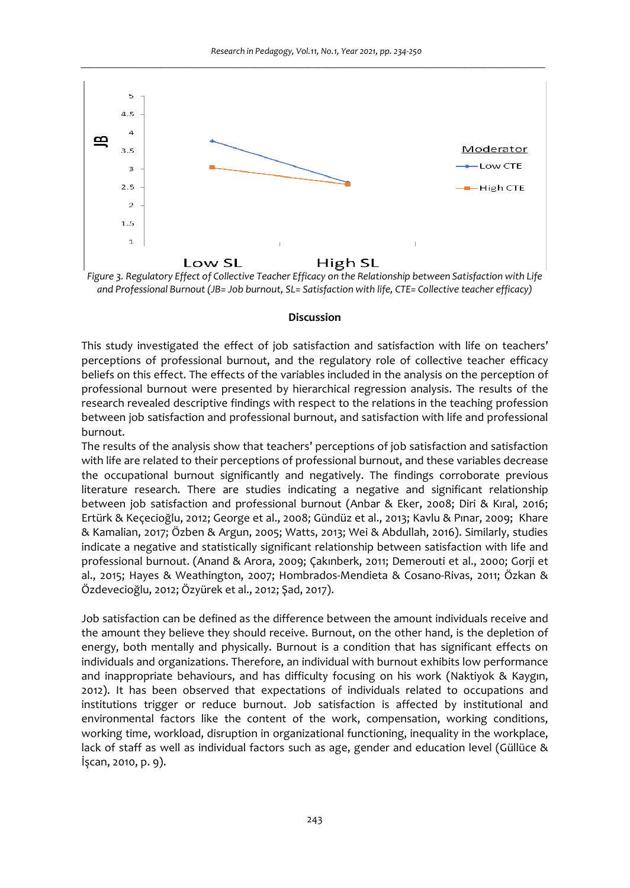*Figure 3. Regulatory Effect of Collective Teacher Efficacy on the Relationship between Satisfaction with Life and Professional Burnout (JB= Job burnout, SL= Satisfaction with life, CTE= Collective teacher efficacy)*

## Discussion

This study investigated the effect of job satisfaction and satisfaction with life on teachers' perceptions of professional burnout, and the regulatory role of collective teacher efficacy beliefs on this effect. The effects of the variables included in the analysis on the perception of professional burnout were presented by hierarchical regression analysis. The results of the research revealed descriptive findings with respect to the relations in the teaching profession between job satisfaction and professional burnout, and satisfaction with life and professional burnout.

The results of the analysis show that teachers' perceptions of job satisfaction and satisfaction with life are related to their perceptions of professional burnout, and these variables decrease the occupational burnout significantly and negatively. The findings corroborate previous literature research. There are studies indicating a negative and significant relationship between job satisfaction and professional burnout (Anbar & Eker, 2008; Diri & Kıral, 2016; Ertürk & Keçecioğlu, 2012; George et al., 2008; Gündüz et al., 2013; Kavlu & Pınar, 2009; Khare & Kamalian, 2017; Özben & Argun, 2005; Watts, 2013; Wei & Abdullah, 2016). Similarly, studies indicate a negative and statistically significant relationship between satisfaction with life and professional burnout. (Anand & Arora, 2009; Çakınberk, 2011; Demerouti et al., 2000; Gorji et al., 2015; Hayes & Weathington, 2007; Hombrados-Mendieta & Cosano-Rivas, 2011; Özkan & Özdevecioğlu, 2012; Özyürek et al., 2012; Şad, 2017).

Job satisfaction can be defined as the difference between the amount individuals receive and the amount they believe they should receive. Burnout, on the other hand, is the depletion of energy, both mentally and physically. Burnout is a condition that has significant effects on individuals and organizations. Therefore, an individual with burnout exhibits low performance and inappropriate behaviours, and has difficulty focusing on his work (Naktiyok & Kaygın, 2012). It has been observed that expectations of individuals related to occupations and institutions trigger or reduce burnout. Job satisfaction is affected by institutional and environmental factors like the content of the work, compensation, working conditions, working time, workload, disruption in organizational functioning, inequality in the workplace, lack of staff as well as individual factors such as age, gender and education level (Güllüce & İşcan, 2010, p. 9).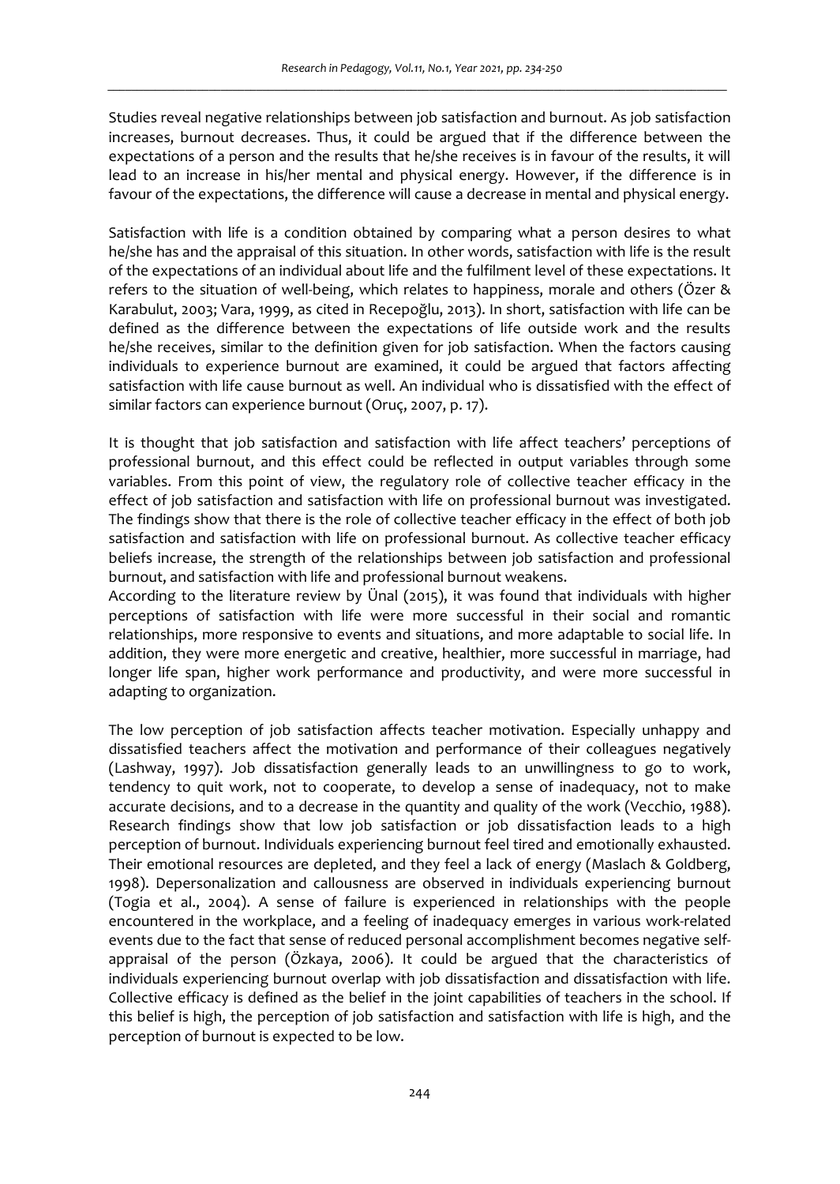Studies reveal negative relationships between job satisfaction and burnout. As job satisfaction increases, burnout decreases. Thus, it could be argued that if the difference between the expectations of a person and the results that he/she receives is in favour of the results, it will lead to an increase in his/her mental and physical energy. However, if the difference is in favour of the expectations, the difference will cause a decrease in mental and physical energy.

Satisfaction with life is a condition obtained by comparing what a person desires to what he/she has and the appraisal of this situation. In other words, satisfaction with life is the result of the expectations of an individual about life and the fulfilment level of these expectations. It refers to the situation of well-being, which relates to happiness, morale and others (Özer & Karabulut, 2003; Vara, 1999, as cited in Recepoğlu, 2013). In short, satisfaction with life can be defined as the difference between the expectations of life outside work and the results he/she receives, similar to the definition given for job satisfaction. When the factors causing individuals to experience burnout are examined, it could be argued that factors affecting satisfaction with life cause burnout as well. An individual who is dissatisfied with the effect of similar factors can experience burnout (Oruç, 2007, p. 17).

It is thought that job satisfaction and satisfaction with life affect teachers' perceptions of professional burnout, and this effect could be reflected in output variables through some variables. From this point of view, the regulatory role of collective teacher efficacy in the effect of job satisfaction and satisfaction with life on professional burnout was investigated. The findings show that there is the role of collective teacher efficacy in the effect of both job satisfaction and satisfaction with life on professional burnout. As collective teacher efficacy beliefs increase, the strength of the relationships between job satisfaction and professional burnout, and satisfaction with life and professional burnout weakens.

According to the literature review by Ünal (2015), it was found that individuals with higher perceptions of satisfaction with life were more successful in their social and romantic relationships, more responsive to events and situations, and more adaptable to social life. In addition, they were more energetic and creative, healthier, more successful in marriage, had longer life span, higher work performance and productivity, and were more successful in adapting to organization.

The low perception of job satisfaction affects teacher motivation. Especially unhappy and dissatisfied teachers affect the motivation and performance of their colleagues negatively (Lashway, 1997). Job dissatisfaction generally leads to an unwillingness to go to work, tendency to quit work, not to cooperate, to develop a sense of inadequacy, not to make accurate decisions, and to a decrease in the quantity and quality of the work (Vecchio, 1988). Research findings show that low job satisfaction or job dissatisfaction leads to a high perception of burnout. Individuals experiencing burnout feel tired and emotionally exhausted. Their emotional resources are depleted, and they feel a lack of energy (Maslach & Goldberg, 1998). Depersonalization and callousness are observed in individuals experiencing burnout (Togia et al., 2004). A sense of failure is experienced in relationships with the people encountered in the workplace, and a feeling of inadequacy emerges in various work-related events due to the fact that sense of reduced personal accomplishment becomes negative self-appraisal of the person (Özkaya, 2006). It could be argued that the characteristics of individuals experiencing burnout overlap with job dissatisfaction and dissatisfaction with life. Collective efficacy is defined as the belief in the joint capabilities of teachers in the school. If this belief is high, the perception of job satisfaction and satisfaction with life is high, and the perception of burnout is expected to be low.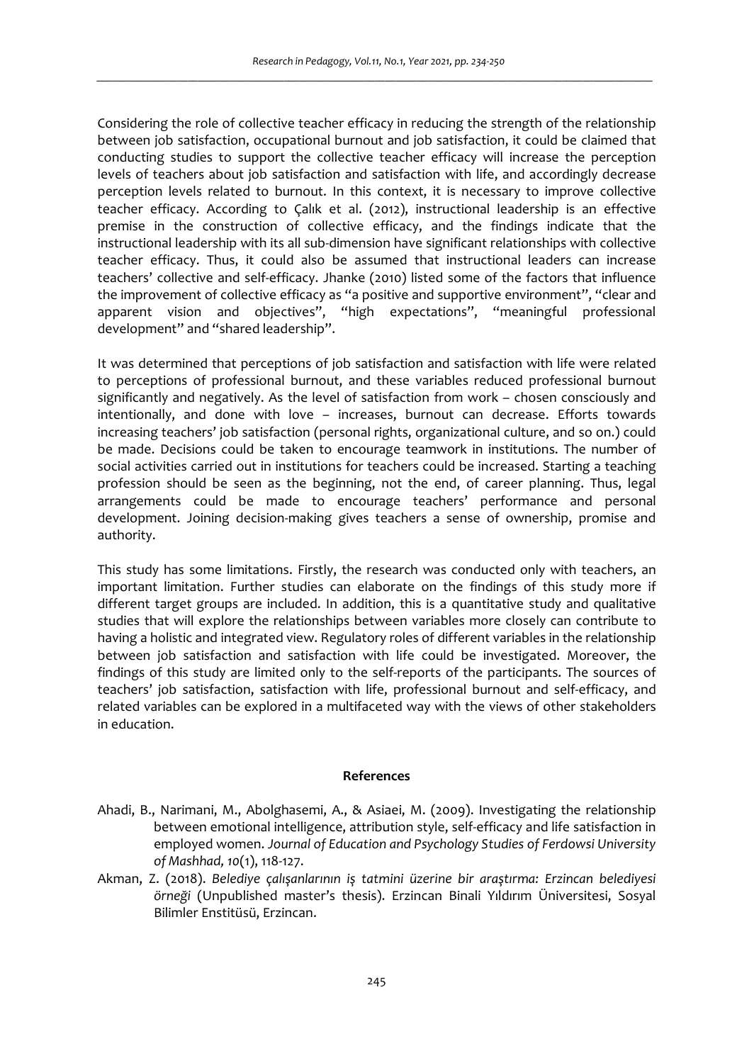Considering the role of collective teacher efficacy in reducing the strength of the relationship between job satisfaction, occupational burnout and job satisfaction, it could be claimed that conducting studies to support the collective teacher efficacy will increase the perception levels of teachers about job satisfaction and satisfaction with life, and accordingly decrease perception levels related to burnout. In this context, it is necessary to improve collective teacher efficacy. According to Çalık et al. (2012), instructional leadership is an effective premise in the construction of collective efficacy, and the findings indicate that the instructional leadership with its all sub-dimension have significant relationships with collective teacher efficacy. Thus, it could also be assumed that instructional leaders can increase teachers' collective and self-efficacy. Jhanke (2010) listed some of the factors that influence the improvement of collective efficacy as "a positive and supportive environment", "clear and apparent vision and objectives", "high expectations", "meaningful professional development" and "shared leadership".

It was determined that perceptions of job satisfaction and satisfaction with life were related to perceptions of professional burnout, and these variables reduced professional burnout significantly and negatively. As the level of satisfaction from work – chosen consciously and intentionally, and done with love – increases, burnout can decrease. Efforts towards increasing teachers' job satisfaction (personal rights, organizational culture, and so on.) could be made. Decisions could be taken to encourage teamwork in institutions. The number of social activities carried out in institutions for teachers could be increased. Starting a teaching profession should be seen as the beginning, not the end, of career planning. Thus, legal arrangements could be made to encourage teachers' performance and personal development. Joining decision-making gives teachers a sense of ownership, promise and authority.

This study has some limitations. Firstly, the research was conducted only with teachers, an important limitation. Further studies can elaborate on the findings of this study more if different target groups are included. In addition, this is a quantitative study and qualitative studies that will explore the relationships between variables more closely can contribute to having a holistic and integrated view. Regulatory roles of different variables in the relationship between job satisfaction and satisfaction with life could be investigated. Moreover, the findings of this study are limited only to the self-reports of the participants. The sources of teachers' job satisfaction, satisfaction with life, professional burnout and self-efficacy, and related variables can be explored in a multifaceted way with the views of other stakeholders in education.

## References

Ahadi, B., Narimani, M., Abolghasemi, A., & Asiaei, M. (2009). Investigating the relationship between emotional intelligence, attribution style, self-efficacy and life satisfaction in employed women. *Journal of Education and Psychology Studies of Ferdowsi University of Mashhad, 10*(1), 118-127.

Akman, Z. (2018). *Belediye çalışanlarının iş tatmini üzerine bir araştırma: Erzincan belediyesi örneği* (Unpublished master's thesis). Erzincan Binali Yıldırım Üniversitesi, Sosyal Bilimler Enstitüsü, Erzincan.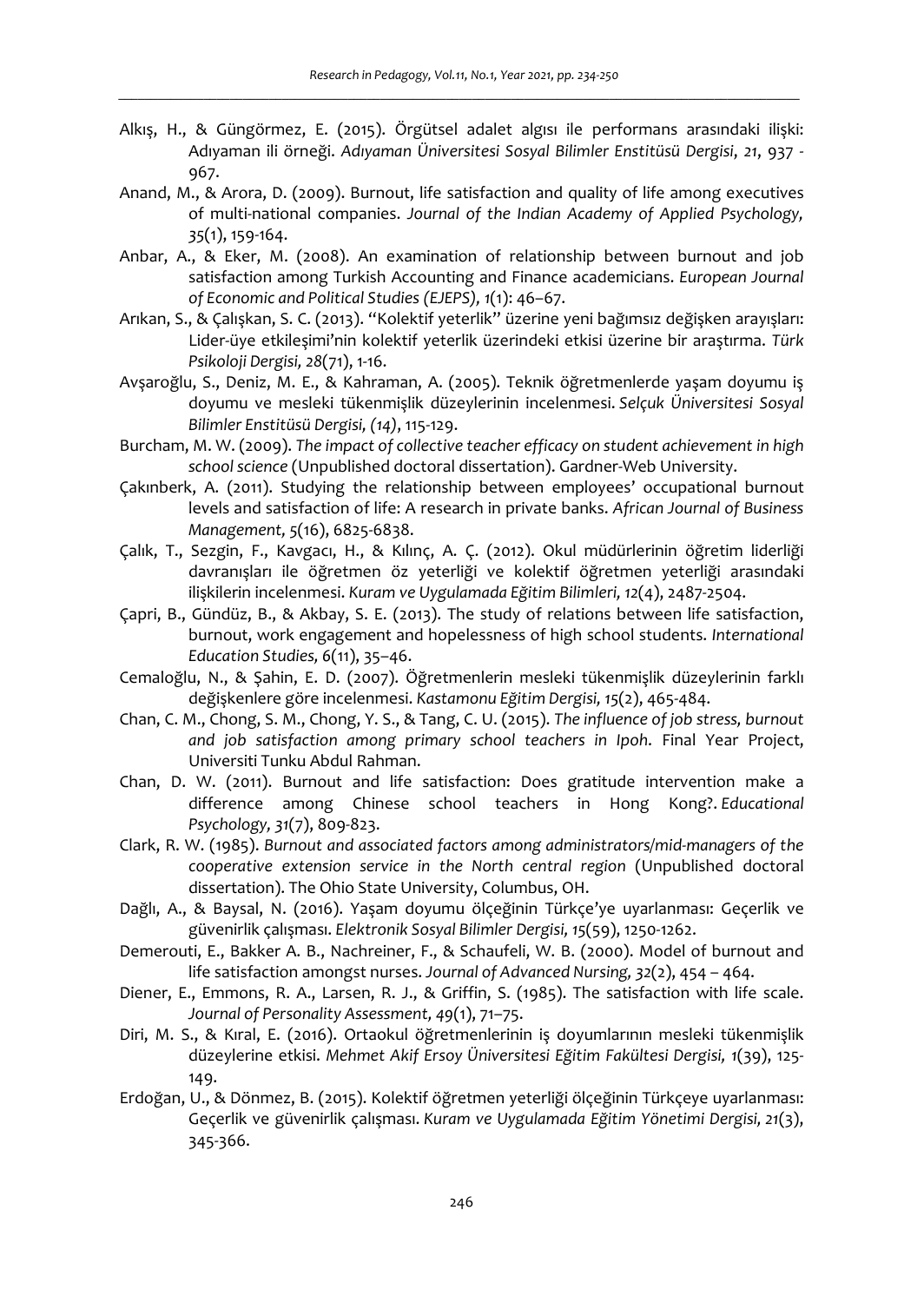Alkış, H., & Güngörmez, E. (2015). Örgütsel adalet algısı ile performans arasındaki ilişki: Adıyaman ili örneği. *Adıyaman Üniversitesi Sosyal Bilimler Enstitüsü Dergisi*, *21*, 937 - 967.

Anand, M., & Arora, D. (2009). Burnout, life satisfaction and quality of life among executives of multi-national companies. *Journal of the Indian Academy of Applied Psychology, 35*(1), 159-164.

Anbar, A., & Eker, M. (2008). An examination of relationship between burnout and job satisfaction among Turkish Accounting and Finance academicians. *European Journal of Economic and Political Studies (EJEPS), 1*(1): 46–67.

Arıkan, S., & Çalışkan, S. C. (2013). "Kolektif yeterlik" üzerine yeni bağımsız değişken arayışları: Lider-üye etkileşimi'nin kolektif yeterlik üzerindeki etkisi üzerine bir araştırma. *Türk Psikoloji Dergisi, 28*(71), 1-16.

Avşaroğlu, S., Deniz, M. E., & Kahraman, A. (2005). Teknik öğretmenlerde yaşam doyumu iş doyumu ve mesleki tükenmişlik düzeylerinin incelenmesi. *Selçuk Üniversitesi Sosyal Bilimler Enstitüsü Dergisi, (14)*, 115-129.

Burcham, M. W. (2009). *The impact of collective teacher efficacy on student achievement in high school science* (Unpublished doctoral dissertation). Gardner-Web University.

Çakınberk, A. (2011). Studying the relationship between employees' occupational burnout levels and satisfaction of life: A research in private banks. *African Journal of Business Management, 5*(16), 6825-6838.

Çalık, T., Sezgin, F., Kavgacı, H., & Kılınç, A. Ç. (2012). Okul müdürlerinin öğretim liderliği davranışları ile öğretmen öz yeterliği ve kolektif öğretmen yeterliği arasındaki ilişkilerin incelenmesi. *Kuram ve Uygulamada Eğitim Bilimleri, 12*(4), 2487-2504.

Çapri, B., Gündüz, B., & Akbay, S. E. (2013). The study of relations between life satisfaction, burnout, work engagement and hopelessness of high school students. *International Education Studies, 6*(11), 35–46.

Cemaloğlu, N., & Şahin, E. D. (2007). Öğretmenlerin mesleki tükenmişlik düzeylerinin farklı değişkenlere göre incelenmesi. *Kastamonu Eğitim Dergisi, 15*(2), 465-484.

Chan, C. M., Chong, S. M., Chong, Y. S., & Tang, C. U. (2015). *The influence of job stress, burnout and job satisfaction among primary school teachers in Ipoh*. Final Year Project, Universiti Tunku Abdul Rahman.

Chan, D. W. (2011). Burnout and life satisfaction: Does gratitude intervention make a difference among Chinese school teachers in Hong Kong?. *Educational Psychology, 31*(7), 809-823.

Clark, R. W. (1985). *Burnout and associated factors among administrators/mid-managers of the cooperative extension service in the North central region* (Unpublished doctoral dissertation). The Ohio State University, Columbus, OH.

Dağlı, A., & Baysal, N. (2016). Yaşam doyumu ölçeğinin Türkçe'ye uyarlanması: Geçerlik ve güvenirlik çalışması. *Elektronik Sosyal Bilimler Dergisi, 15*(59), 1250-1262.

Demerouti, E., Bakker A. B., Nachreiner, F., & Schaufeli, W. B. (2000). Model of burnout and life satisfaction amongst nurses. *Journal of Advanced Nursing, 32*(2), 454 – 464.

Diener, E., Emmons, R. A., Larsen, R. J., & Griffin, S. (1985). The satisfaction with life scale. *Journal of Personality Assessment, 49*(1), 71–75.

Diri, M. S., & Kıral, E. (2016). Ortaokul öğretmenlerinin iş doyumlarının mesleki tükenmişlik düzeylerine etkisi. *Mehmet Akif Ersoy Üniversitesi Eğitim Fakültesi Dergisi, 1*(39), 125-149.

Erdoğan, U., & Dönmez, B. (2015). Kolektif öğretmen yeterliği ölçeğinin Türkçeye uyarlanması: Geçerlik ve güvenirlik çalışması. *Kuram ve Uygulamada Eğitim Yönetimi Dergisi, 21*(3), 345-366.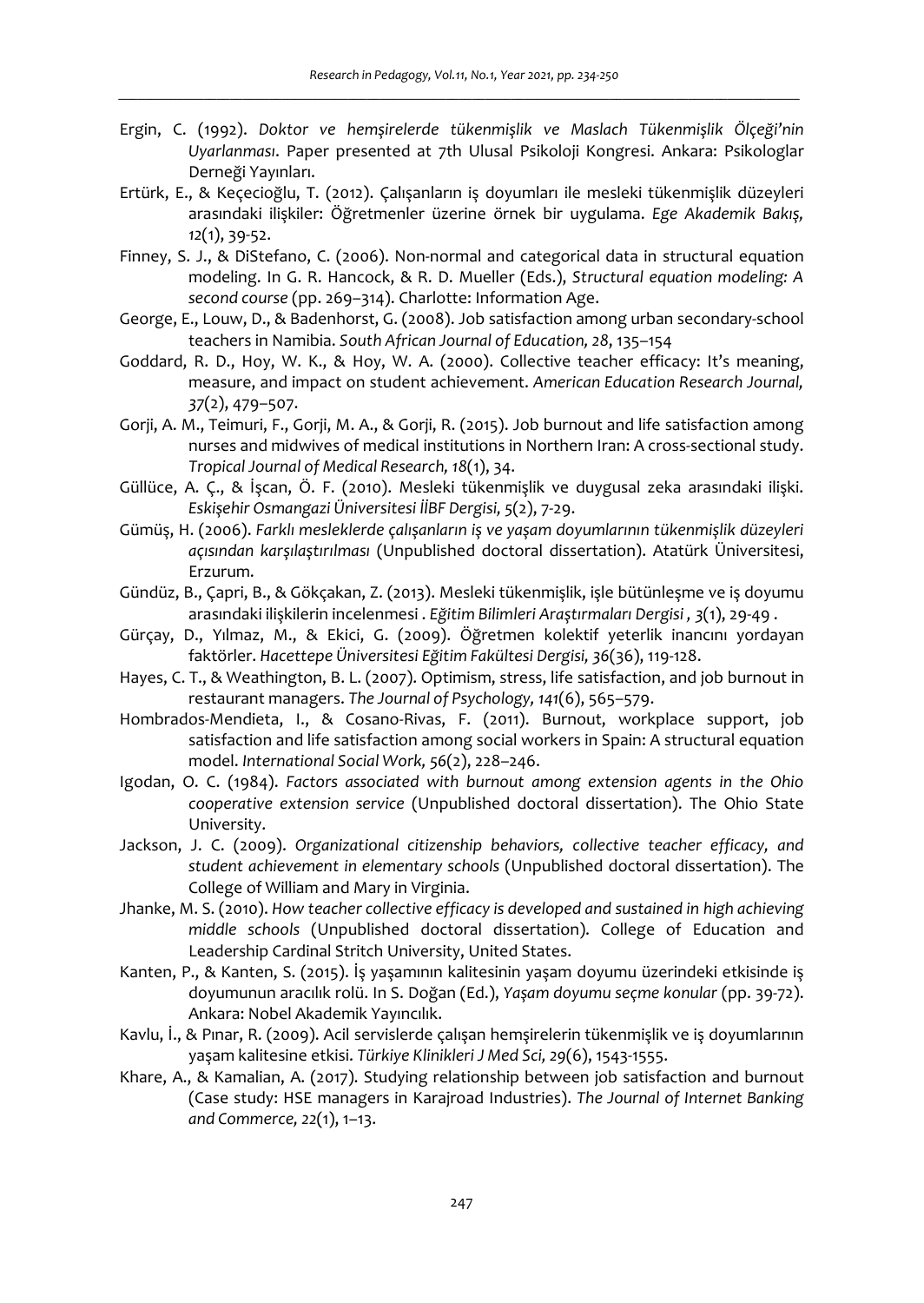Ergin, C. (1992). *Doktor ve hemşirelerde tükenmişlik ve Maslach Tükenmişlik Ölçeği'nin Uyarlanması*. Paper presented at 7th Ulusal Psikoloji Kongresi. Ankara: Psikologlar Derneği Yayınları.

Ertürk, E., & Keçecioğlu, T. (2012). Çalışanların iş doyumları ile mesleki tükenmişlik düzeyleri arasındaki ilişkiler: Öğretmenler üzerine örnek bir uygulama. *Ege Akademik Bakış, 12*(1), 39-52.

Finney, S. J., & DiStefano, C. (2006). Non-normal and categorical data in structural equation modeling. In G. R. Hancock, & R. D. Mueller (Eds.), *Structural equation modeling: A second course* (pp. 269–314). Charlotte: Information Age.

George, E., Louw, D., & Badenhorst, G. (2008). Job satisfaction among urban secondary-school teachers in Namibia. *South African Journal of Education, 28*, 135–154

Goddard, R. D., Hoy, W. K., & Hoy, W. A. (2000). Collective teacher efficacy: It's meaning, measure, and impact on student achievement. *American Education Research Journal, 37*(2), 479–507.

Gorji, A. M., Teimuri, F., Gorji, M. A., & Gorji, R. (2015). Job burnout and life satisfaction among nurses and midwives of medical institutions in Northern Iran: A cross-sectional study. *Tropical Journal of Medical Research, 18*(1), 34.

Güllüce, A. Ç., & İşcan, Ö. F. (2010). Mesleki tükenmişlik ve duygusal zeka arasındaki ilişki. *Eskişehir Osmangazi Üniversitesi İİBF Dergisi, 5*(2), 7-29.

Gümüş, H. (2006). *Farklı mesleklerde çalışanların iş ve yaşam doyumlarının tükenmişlik düzeyleri açısından karşılaştırılması* (Unpublished doctoral dissertation). Atatürk Üniversitesi, Erzurum.

Gündüz, B., Çapri, B., & Gökçakan, Z. (2013). Mesleki tükenmişlik, işle bütünleşme ve iş doyumu arasındaki ilişkilerin incelenmesi . *Eğitim Bilimleri Araştırmaları Dergisi , 3*(1), 29-49 .

Gürçay, D., Yılmaz, M., & Ekici, G. (2009). Öğretmen kolektif yeterlik inancını yordayan faktörler. *Hacettepe Üniversitesi Eğitim Fakültesi Dergisi, 36*(36), 119-128.

Hayes, C. T., & Weathington, B. L. (2007). Optimism, stress, life satisfaction, and job burnout in restaurant managers. *The Journal of Psychology, 141*(6), 565–579.

Hombrados-Mendieta, I., & Cosano-Rivas, F. (2011). Burnout, workplace support, job satisfaction and life satisfaction among social workers in Spain: A structural equation model. *International Social Work, 56*(2), 228–246.

Igodan, O. C. (1984). *Factors associated with burnout among extension agents in the Ohio cooperative extension service* (Unpublished doctoral dissertation). The Ohio State University.

Jackson, J. C. (2009). *Organizational citizenship behaviors, collective teacher efficacy, and student achievement in elementary schools* (Unpublished doctoral dissertation). The College of William and Mary in Virginia.

Jhanke, M. S. (2010). *How teacher collective efficacy is developed and sustained in high achieving middle schools* (Unpublished doctoral dissertation). College of Education and Leadership Cardinal Stritch University, United States.

Kanten, P., & Kanten, S. (2015). İş yaşamının kalitesinin yaşam doyumu üzerindeki etkisinde iş doyumunun aracılık rolü. In S. Doğan (Ed.), *Yaşam doyumu seçme konular* (pp. 39-72). Ankara: Nobel Akademik Yayıncılık.

Kavlu, İ., & Pınar, R. (2009). Acil servislerde çalışan hemşirelerin tükenmişlik ve iş doyumlarının yaşam kalitesine etkisi. *Türkiye Klinikleri J Med Sci, 29*(6), 1543-1555.

Khare, A., & Kamalian, A. (2017). Studying relationship between job satisfaction and burnout (Case study: HSE managers in Karajroad Industries). *The Journal of Internet Banking and Commerce, 22*(1), 1–13.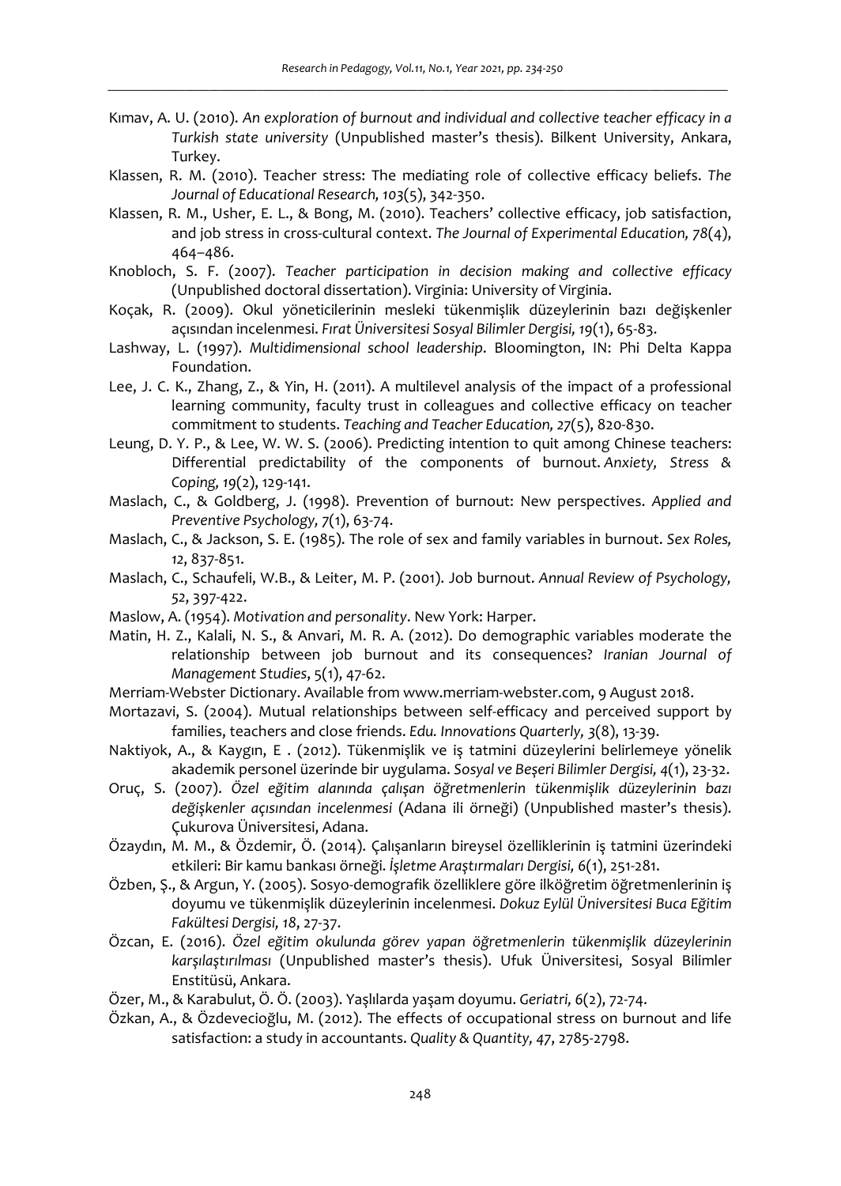Kımav, A. U. (2010). *An exploration of burnout and individual and collective teacher efficacy in a Turkish state university* (Unpublished master's thesis). Bilkent University, Ankara, Turkey.

Klassen, R. M. (2010). Teacher stress: The mediating role of collective efficacy beliefs. *The Journal of Educational Research, 103*(5), 342-350.

Klassen, R. M., Usher, E. L., & Bong, M. (2010). Teachers' collective efficacy, job satisfaction, and job stress in cross-cultural context. *The Journal of Experimental Education, 78*(4), 464–486.

Knobloch, S. F. (2007). *Teacher participation in decision making and collective efficacy* (Unpublished doctoral dissertation). Virginia: University of Virginia.

Koçak, R. (2009). Okul yöneticilerinin mesleki tükenmişlik düzeylerinin bazı değişkenler açısından incelenmesi. *Fırat Üniversitesi Sosyal Bilimler Dergisi, 19*(1), 65-83.

Lashway, L. (1997). *Multidimensional school leadership*. Bloomington, IN: Phi Delta Kappa Foundation.

Lee, J. C. K., Zhang, Z., & Yin, H. (2011). A multilevel analysis of the impact of a professional learning community, faculty trust in colleagues and collective efficacy on teacher commitment to students. *Teaching and Teacher Education, 27*(5), 820-830.

Leung, D. Y. P., & Lee, W. W. S. (2006). Predicting intention to quit among Chinese teachers: Differential predictability of the components of burnout. *Anxiety, Stress & Coping, 19*(2), 129-141.

Maslach, C., & Goldberg, J. (1998). Prevention of burnout: New perspectives. *Applied and Preventive Psychology, 7*(1), 63-74.

Maslach, C., & Jackson, S. E. (1985). The role of sex and family variables in burnout. *Sex Roles, 12*, 837-851.

Maslach, C., Schaufeli, W.B., & Leiter, M. P. (2001). Job burnout. *Annual Review of Psychology, 52*, 397-422.

Maslow, A. (1954). *Motivation and personality*. New York: Harper.

Matin, H. Z., Kalali, N. S., & Anvari, M. R. A. (2012). Do demographic variables moderate the relationship between job burnout and its consequences? *Iranian Journal of Management Studies*, 5(1), 47-62.

Merriam-Webster Dictionary. Available from www.merriam-webster.com, 9 August 2018.

Mortazavi, S. (2004). Mutual relationships between self-efficacy and perceived support by families, teachers and close friends. *Edu. Innovations Quarterly, 3*(8), 13-39.

Naktiyok, A., & Kaygın, E . (2012). Tükenmişlik ve iş tatmini düzeylerini belirlemeye yönelik akademik personel üzerinde bir uygulama. *Sosyal ve Beşeri Bilimler Dergisi, 4*(1), 23-32.

Oruç, S. (2007). *Özel eğitim alanında çalışan öğretmenlerin tükenmişlik düzeylerinin bazı değişkenler açısından incelenmesi* (Adana ili örneği) (Unpublished master's thesis). Çukurova Üniversitesi, Adana.

Özaydın, M. M., & Özdemir, Ö. (2014). Çalışanların bireysel özelliklerinin iş tatmini üzerindeki etkileri: Bir kamu bankası örneği. *İşletme Araştırmaları Dergisi, 6*(1), 251-281.

Özben, Ş., & Argun, Y. (2005). Sosyo-demografik özelliklere göre ilköğretim öğretmenlerinin iş doyumu ve tükenmişlik düzeylerinin incelenmesi. *Dokuz Eylül Üniversitesi Buca Eğitim Fakültesi Dergisi, 18*, 27-37.

Özcan, E. (2016). *Özel eğitim okulunda görev yapan öğretmenlerin tükenmişlik düzeylerinin karşılaştırılması* (Unpublished master's thesis). Ufuk Üniversitesi, Sosyal Bilimler Enstitüsü, Ankara.

Özer, M., & Karabulut, Ö. Ö. (2003). Yaşlılarda yaşam doyumu. *Geriatri, 6*(2), 72-74.

Özkan, A., & Özdevecioğlu, M. (2012). The effects of occupational stress on burnout and life satisfaction: a study in accountants. *Quality & Quantity, 47*, 2785-2798.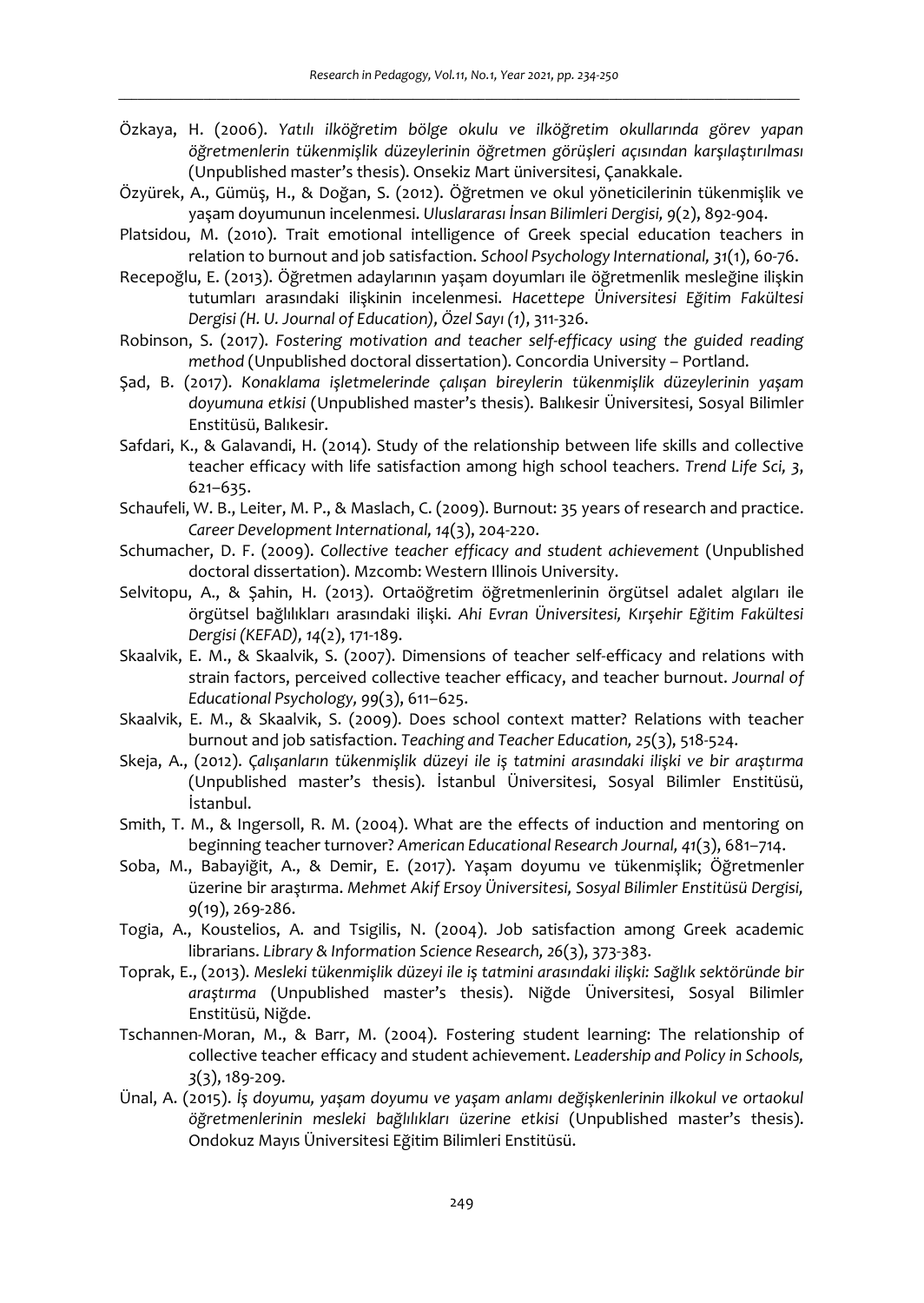Özkaya, H. (2006). *Yatılı ilköğretim bölge okulu ve ilköğretim okullarında görev yapan öğretmenlerin tükenmişlik düzeylerinin öğretmen görüşleri açısından karşılaştırılması* (Unpublished master's thesis). Onsekiz Mart üniversitesi, Çanakkale.

Özyürek, A., Gümüş, H., & Doğan, S. (2012). Öğretmen ve okul yöneticilerinin tükenmişlik ve yaşam doyumunun incelenmesi. *Uluslararası İnsan Bilimleri Dergisi, 9*(2), 892-904.

Platsidou, M. (2010). Trait emotional intelligence of Greek special education teachers in relation to burnout and job satisfaction. *School Psychology International, 31*(1), 60-76.

Recepoğlu, E. (2013). Öğretmen adaylarının yaşam doyumları ile öğretmenlik mesleğine ilişkin tutumları arasındaki ilişkinin incelenmesi. *Hacettepe Üniversitesi Eğitim Fakültesi Dergisi (H. U. Journal of Education), Özel Sayı (1)*, 311-326.

Robinson, S. (2017). *Fostering motivation and teacher self-efficacy using the guided reading method* (Unpublished doctoral dissertation). Concordia University – Portland.

Şad, B. (2017). *Konaklama işletmelerinde çalışan bireylerin tükenmişlik düzeylerinin yaşam doyumuna etkisi* (Unpublished master's thesis). Balıkesir Üniversitesi, Sosyal Bilimler Enstitüsü, Balıkesir.

Safdari, K., & Galavandi, H. (2014). Study of the relationship between life skills and collective teacher efficacy with life satisfaction among high school teachers. *Trend Life Sci, 3*, 621–635.

Schaufeli, W. B., Leiter, M. P., & Maslach, C. (2009). Burnout: 35 years of research and practice. *Career Development International, 14*(3), 204-220.

Schumacher, D. F. (2009). *Collective teacher efficacy and student achievement* (Unpublished doctoral dissertation). Mzcomb: Western Illinois University.

Selvitopu, A., & Şahin, H. (2013). Ortaöğretim öğretmenlerinin örgütsel adalet algıları ile örgütsel bağlılıkları arasındaki ilişki. *Ahi Evran Üniversitesi, Kırşehir Eğitim Fakültesi Dergisi (KEFAD), 14*(2), 171-189.

Skaalvik, E. M., & Skaalvik, S. (2007). Dimensions of teacher self-efficacy and relations with strain factors, perceived collective teacher efficacy, and teacher burnout. *Journal of Educational Psychology, 99*(3), 611–625.

Skaalvik, E. M., & Skaalvik, S. (2009). Does school context matter? Relations with teacher burnout and job satisfaction. *Teaching and Teacher Education, 25*(3), 518-524.

Skeja, A., (2012). *Çalışanların tükenmişlik düzeyi ile iş tatmini arasındaki ilişki ve bir araştırma* (Unpublished master's thesis). İstanbul Üniversitesi, Sosyal Bilimler Enstitüsü, İstanbul.

Smith, T. M., & Ingersoll, R. M. (2004). What are the effects of induction and mentoring on beginning teacher turnover? *American Educational Research Journal, 41*(3), 681–714.

Soba, M., Babayiğit, A., & Demir, E. (2017). Yaşam doyumu ve tükenmişlik; Öğretmenler üzerine bir araştırma. *Mehmet Akif Ersoy Üniversitesi, Sosyal Bilimler Enstitüsü Dergisi, 9*(19), 269-286.

Togia, A., Koustelios, A. and Tsigilis, N. (2004). Job satisfaction among Greek academic librarians. *Library & Information Science Research, 26*(3), 373-383.

Toprak, E., (2013). *Mesleki tükenmişlik düzeyi ile iş tatmini arasındaki ilişki: Sağlık sektöründe bir araştırma* (Unpublished master's thesis). Niğde Üniversitesi, Sosyal Bilimler Enstitüsü, Niğde.

Tschannen-Moran, M., & Barr, M. (2004). Fostering student learning: The relationship of collective teacher efficacy and student achievement. *Leadership and Policy in Schools, 3*(3), 189-209.

Ünal, A. (2015). *İş doyumu, yaşam doyumu ve yaşam anlamı değişkenlerinin ilkokul ve ortaokul öğretmenlerinin mesleki bağlılıkları üzerine etkisi* (Unpublished master's thesis). Ondokuz Mayıs Üniversitesi Eğitim Bilimleri Enstitüsü.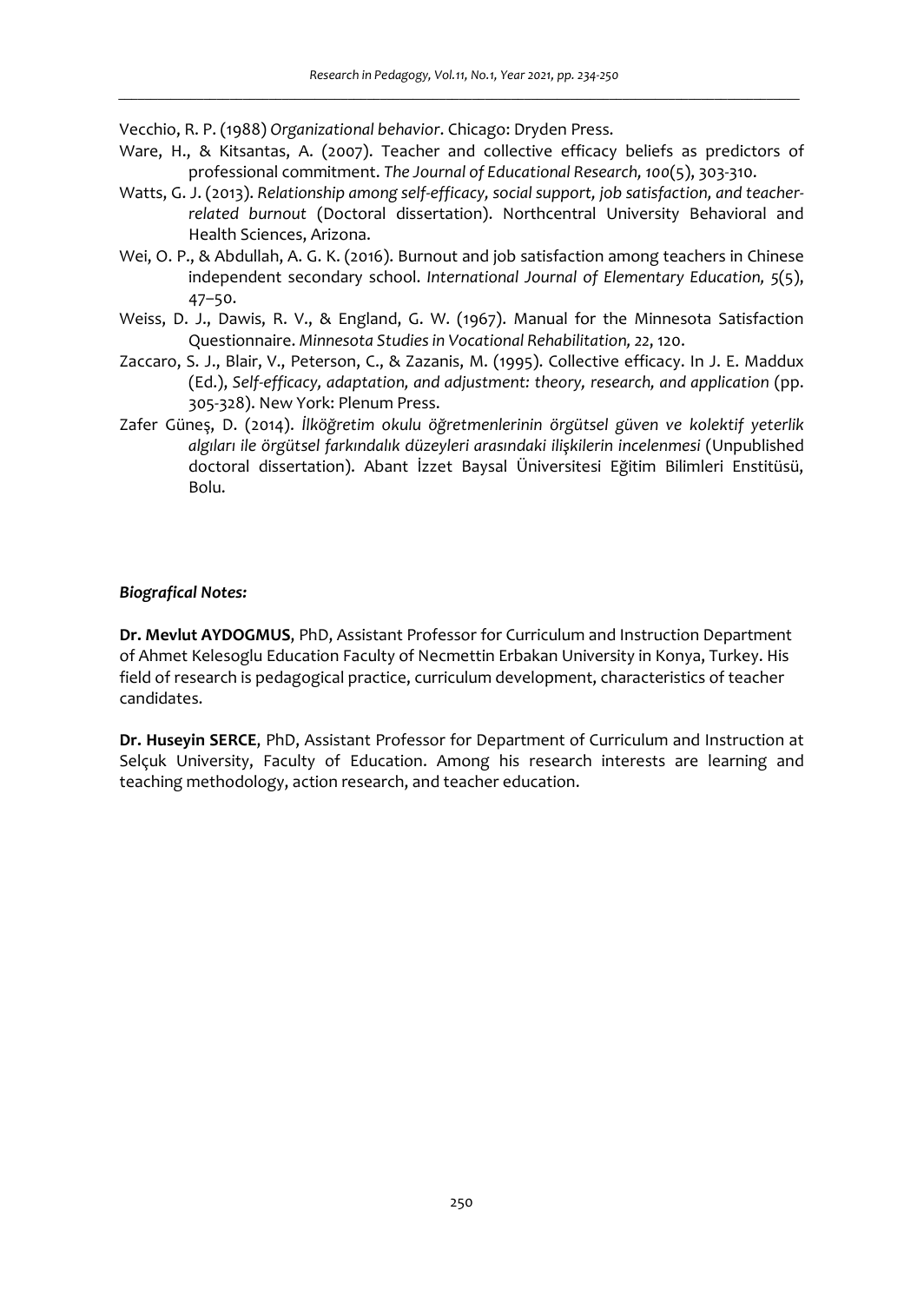Vecchio, R. P. (1988) *Organizational behavior*. Chicago: Dryden Press.

Ware, H., & Kitsantas, A. (2007). Teacher and collective efficacy beliefs as predictors of professional commitment. *The Journal of Educational Research, 100*(5), 303-310.

Watts, G. J. (2013). *Relationship among self-efficacy, social support, job satisfaction, and teacher-related burnout* (Doctoral dissertation). Northcentral University Behavioral and Health Sciences, Arizona.

Wei, O. P., & Abdullah, A. G. K. (2016). Burnout and job satisfaction among teachers in Chinese independent secondary school. *International Journal of Elementary Education, 5*(5), 47–50.

Weiss, D. J., Dawis, R. V., & England, G. W. (1967). Manual for the Minnesota Satisfaction Questionnaire. *Minnesota Studies in Vocational Rehabilitation, 22*, 120.

Zaccaro, S. J., Blair, V., Peterson, C., & Zazanis, M. (1995). Collective efficacy. In J. E. Maddux (Ed.), *Self-efficacy, adaptation, and adjustment: theory, research, and application* (pp. 305-328). New York: Plenum Press.

Zafer Güneş, D. (2014). *İlköğretim okulu öğretmenlerinin örgütsel güven ve kolektif yeterlik algıları ile örgütsel farkındalık düzeyleri arasındaki ilişkilerin incelenmesi* (Unpublished doctoral dissertation). Abant İzzet Baysal Üniversitesi Eğitim Bilimleri Enstitüsü, Bolu.

***Biografical Notes:***

**Dr. Mevlut AYDOGMUS**, PhD, Assistant Professor for Curriculum and Instruction Department of Ahmet Kelesoglu Education Faculty of Necmettin Erbakan University in Konya, Turkey. His field of research is pedagogical practice, curriculum development, characteristics of teacher candidates.

**Dr. Huseyin SERCE**, PhD, Assistant Professor for Department of Curriculum and Instruction at Selçuk University, Faculty of Education. Among his research interests are learning and teaching methodology, action research, and teacher education.